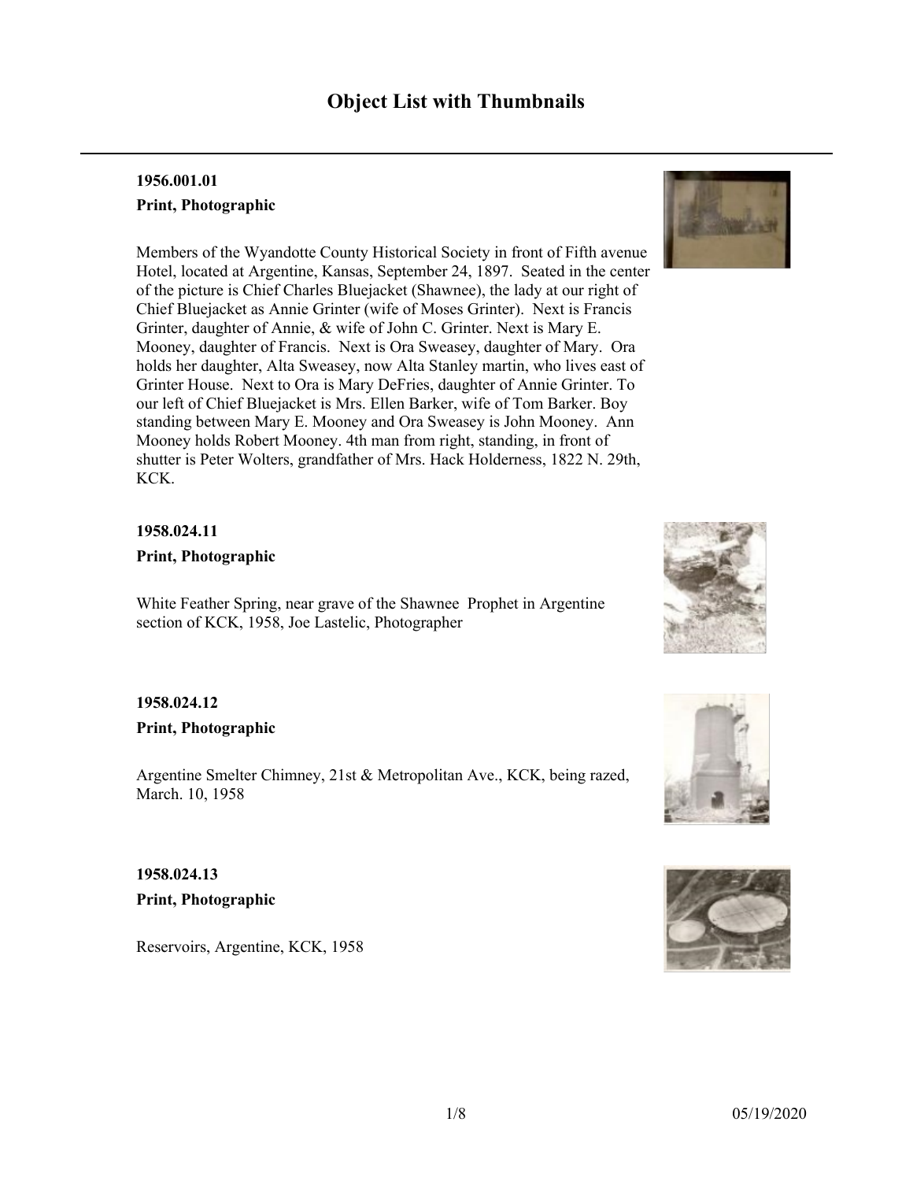# Object List with Thumbnails

**1956.001.01**

**Print, Photographic**

Members of the Wyandotte County Historical Society in front of Fifth avenue Hotel, located at Argentine, Kansas, September 24, 1897. Seated in the center of the picture is Chief Charles Bluejacket (Shawnee), the lady at our right of Chief Bluejacket as Annie Grinter (wife of Moses Grinter). Next is Francis Grinter, daughter of Annie, & wife of John C. Grinter. Next is Mary E. Mooney, daughter of Francis. Next is Ora Sweasey, daughter of Mary. Ora holds her daughter, Alta Sweasey, now Alta Stanley martin, who lives east of Grinter House. Next to Ora is Mary DeFries, daughter of Annie Grinter. To our left of Chief Bluejacket is Mrs. Ellen Barker, wife of Tom Barker. Boy standing between Mary E. Mooney and Ora Sweasey is John Mooney. Ann Mooney holds Robert Mooney. 4th man from right, standing, in front of shutter is Peter Wolters, grandfather of Mrs. Hack Holderness, 1822 N. 29th, KCK.

**1958.024.11**

**Print, Photographic**

White Feather Spring, near grave of the Shawnee Prophet in Argentine section of KCK, 1958, Joe Lastelic, Photographer

**1958.024.12**

**Print, Photographic**

Argentine Smelter Chimney, 21st & Metropolitan Ave., KCK, being razed, March. 10, 1958

**1958.024.13**

**Print, Photographic**

Reservoirs, Argentine, KCK, 1958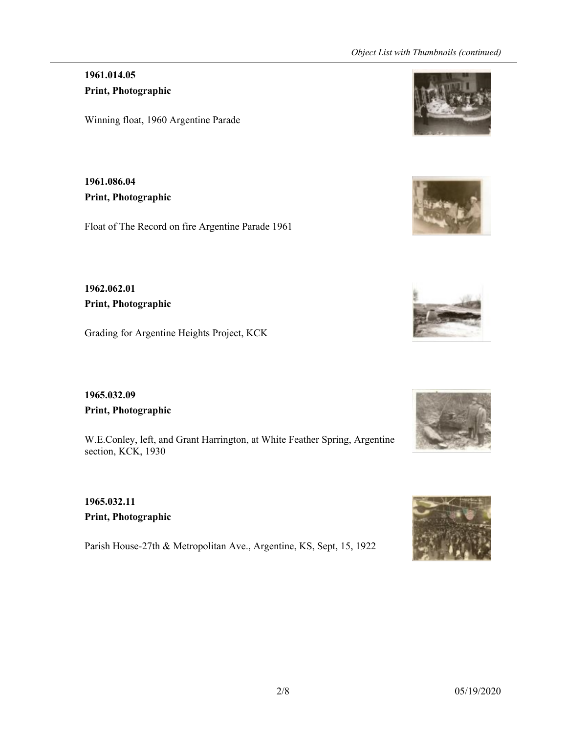**1961.014.05**

**Print, Photographic**

Winning float, 1960 Argentine Parade

**1961.086.04**

**Print, Photographic**

Float of The Record on fire Argentine Parade 1961

**1962.062.01**

**Print, Photographic**

Grading for Argentine Heights Project, KCK

**1965.032.09**

**Print, Photographic**

W.E.Conley, left, and Grant Harrington, at White Feather Spring, Argentine section, KCK, 1930

**1965.032.11**

**Print, Photographic**

Parish House-27th & Metropolitan Ave., Argentine, KS, Sept, 15, 1922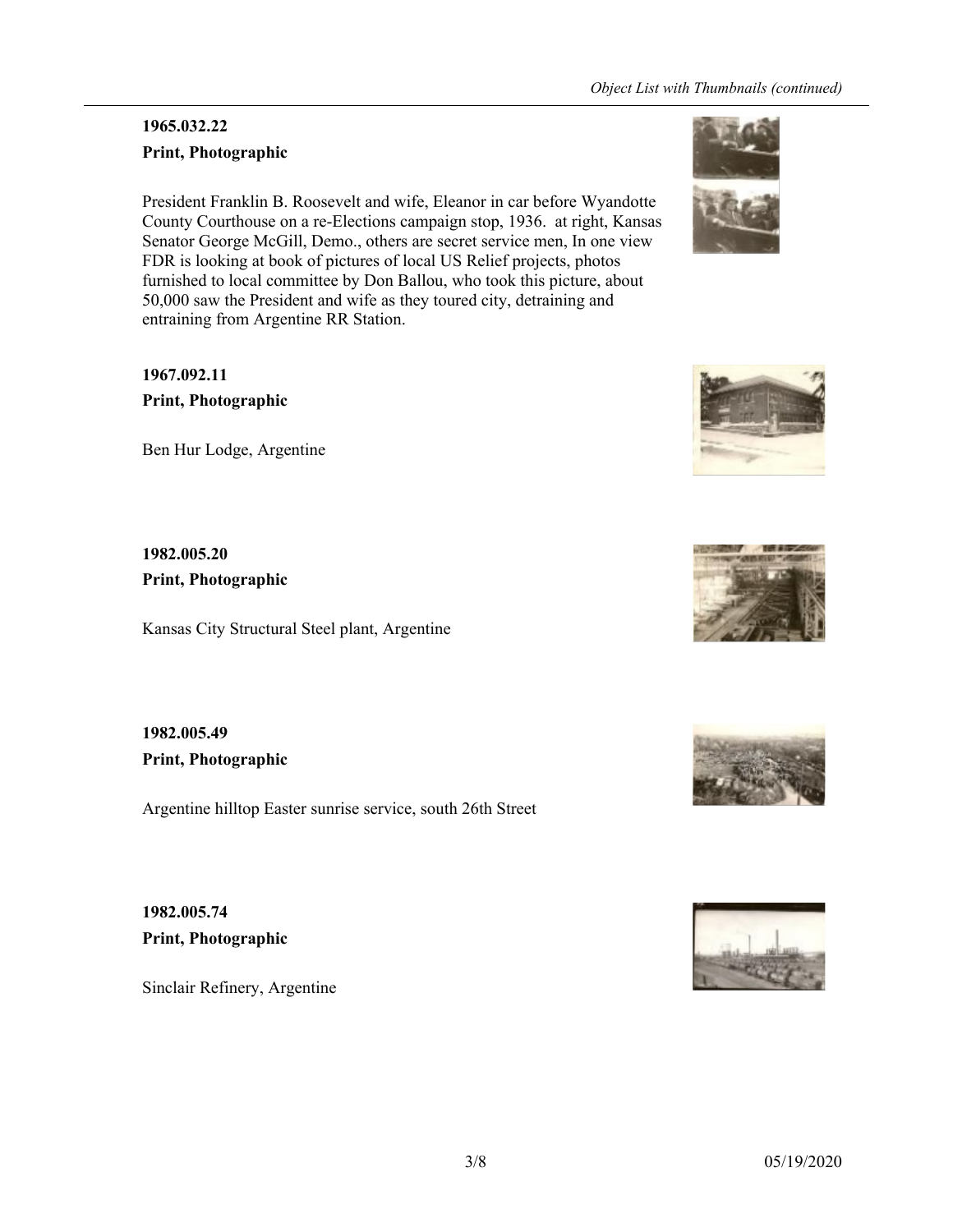**1965.032.22**

**Print, Photographic**

President Franklin B. Roosevelt and wife, Eleanor in car before Wyandotte County Courthouse on a re-Elections campaign stop, 1936. at right, Kansas Senator George McGill, Demo., others are secret service men, In one view FDR is looking at book of pictures of local US Relief projects, photos furnished to local committee by Don Ballou, who took this picture, about 50,000 saw the President and wife as they toured city, detraining and entraining from Argentine RR Station.

**1967.092.11**

**Print, Photographic**

Ben Hur Lodge, Argentine

**1982.005.20**

**Print, Photographic**

Kansas City Structural Steel plant, Argentine

**1982.005.49**

**Print, Photographic**

Argentine hilltop Easter sunrise service, south 26th Street

**1982.005.74**

**Print, Photographic**

Sinclair Refinery, Argentine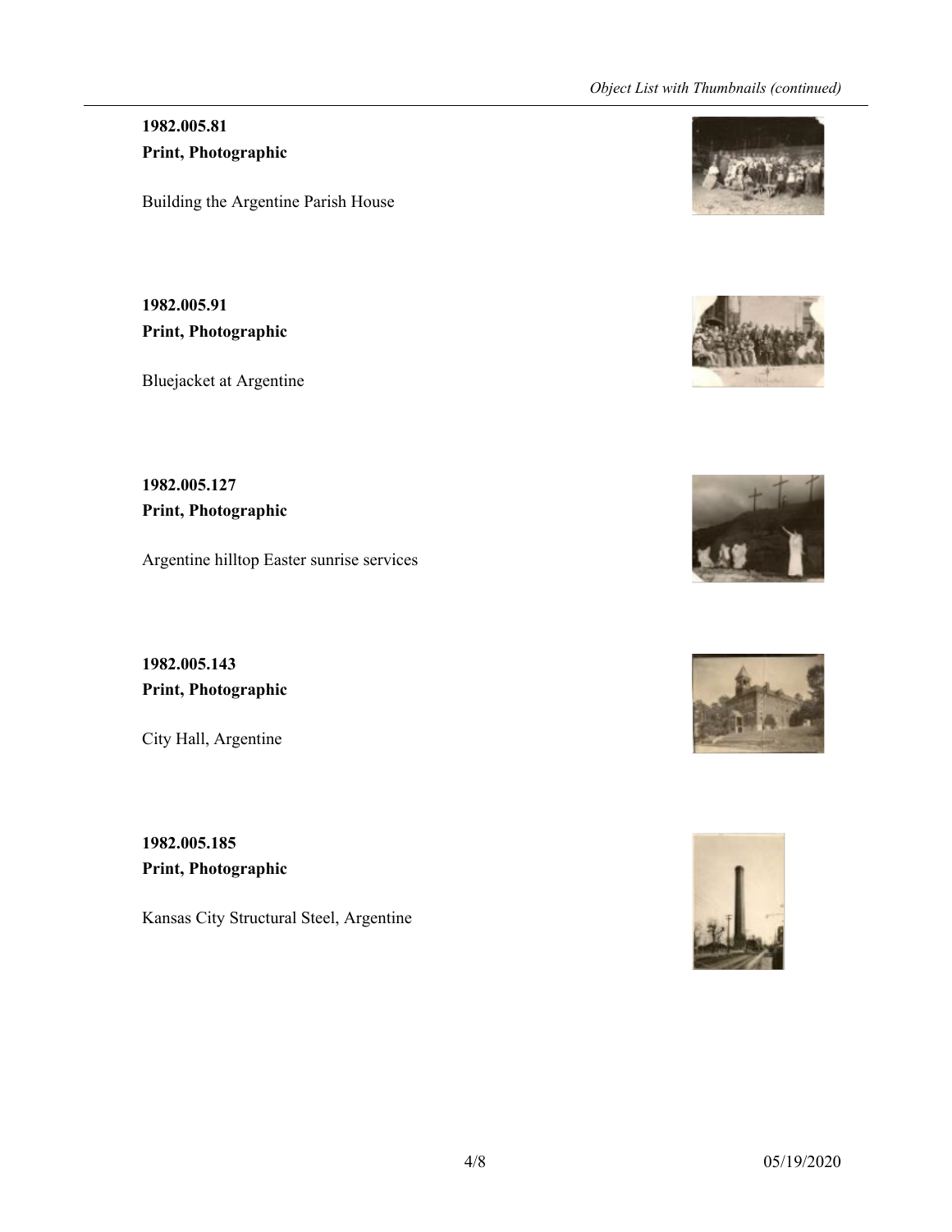**1982.005.81**
**Print, Photographic**

Building the Argentine Parish House

**1982.005.91**
**Print, Photographic**

Bluejacket at Argentine

**1982.005.127**
**Print, Photographic**

Argentine hilltop Easter sunrise services

**1982.005.143**
**Print, Photographic**

City Hall, Argentine

**1982.005.185**
**Print, Photographic**

Kansas City Structural Steel, Argentine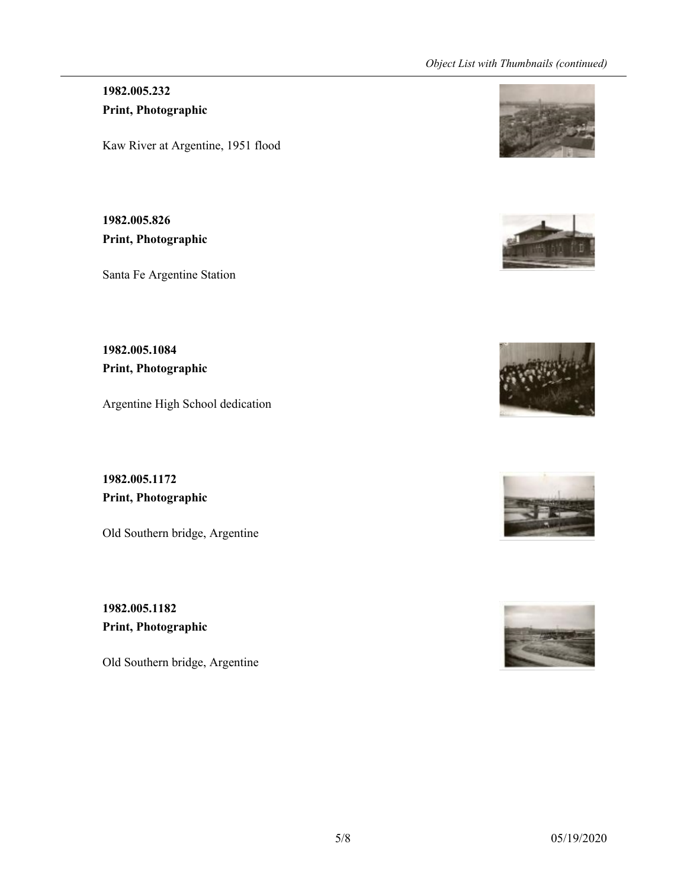**1982.005.232**
**Print, Photographic**

Kaw River at Argentine, 1951 flood

**1982.005.826**
**Print, Photographic**

Santa Fe Argentine Station

**1982.005.1084**
**Print, Photographic**

Argentine High School dedication

**1982.005.1172**
**Print, Photographic**

Old Southern bridge, Argentine

**1982.005.1182**
**Print, Photographic**

Old Southern bridge, Argentine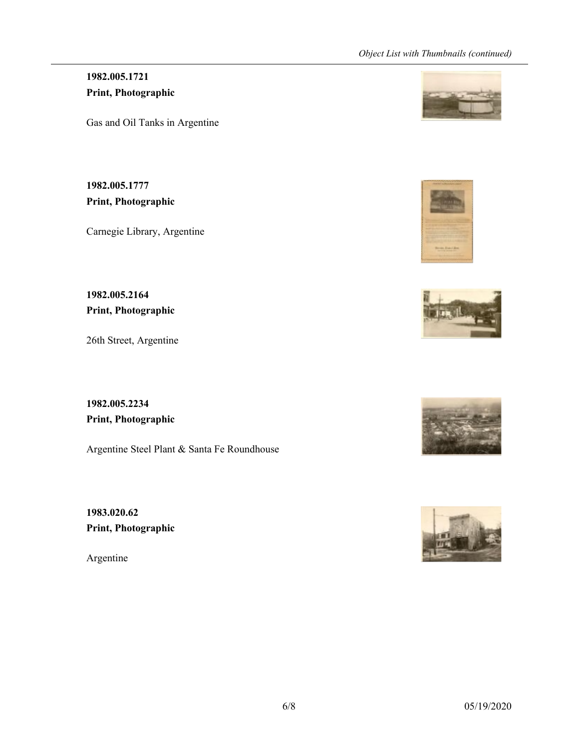**1982.005.1721**
**Print, Photographic**

Gas and Oil Tanks in Argentine

**1982.005.1777**
**Print, Photographic**

Carnegie Library, Argentine

**1982.005.2164**
**Print, Photographic**

26th Street, Argentine

**1982.005.2234**
**Print, Photographic**

Argentine Steel Plant & Santa Fe Roundhouse

**1983.020.62**
**Print, Photographic**

Argentine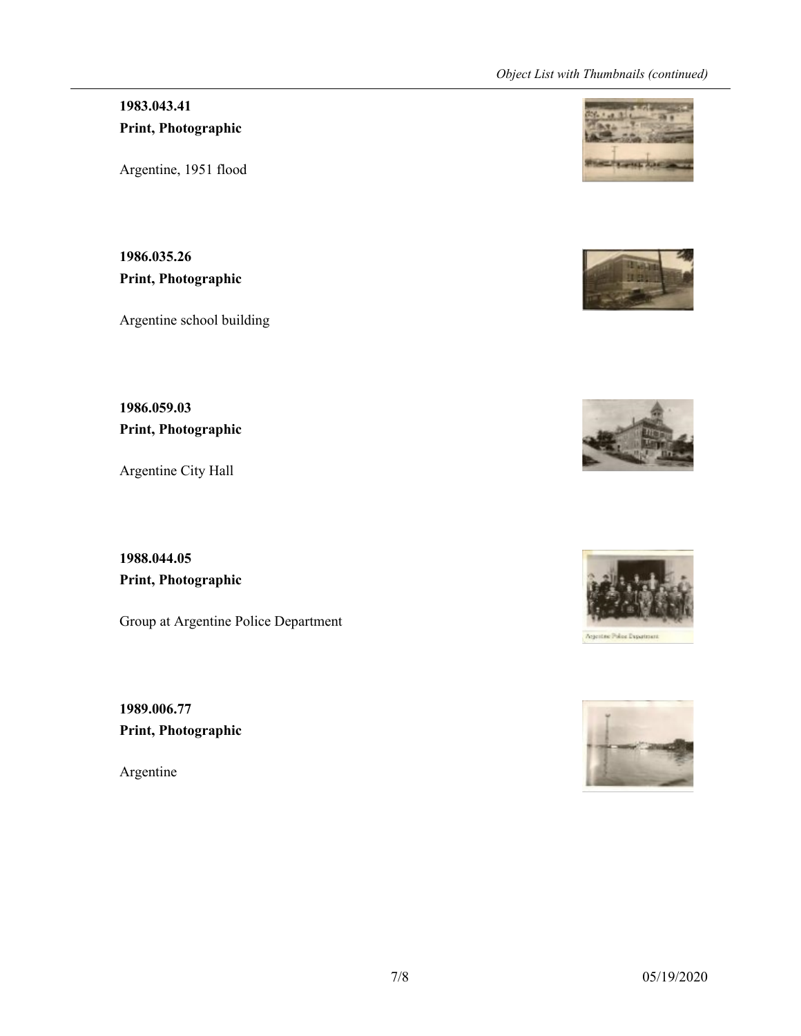**1983.043.41**
**Print, Photographic**

Argentine, 1951 flood

**1986.035.26**
**Print, Photographic**

Argentine school building

**1986.059.03**
**Print, Photographic**

Argentine City Hall

**1988.044.05**
**Print, Photographic**

Group at Argentine Police Department

**1989.006.77**
**Print, Photographic**

Argentine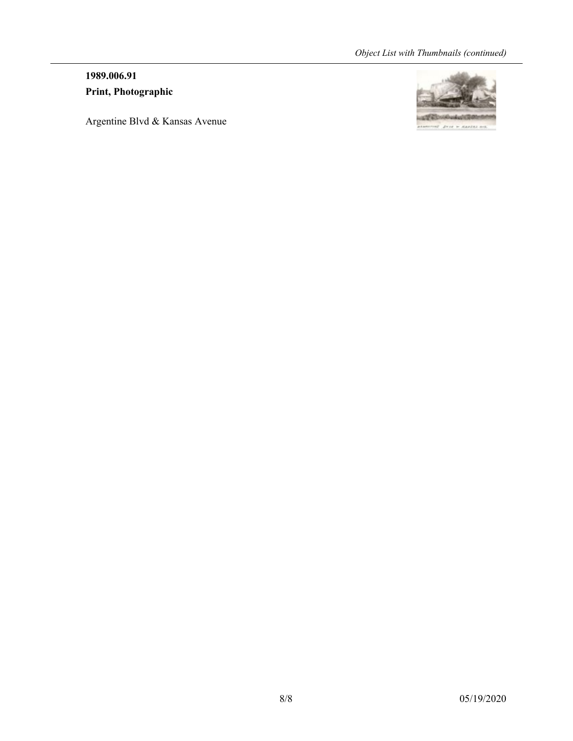**1989.006.91**
**Print, Photographic**

Argentine Blvd & Kansas Avenue